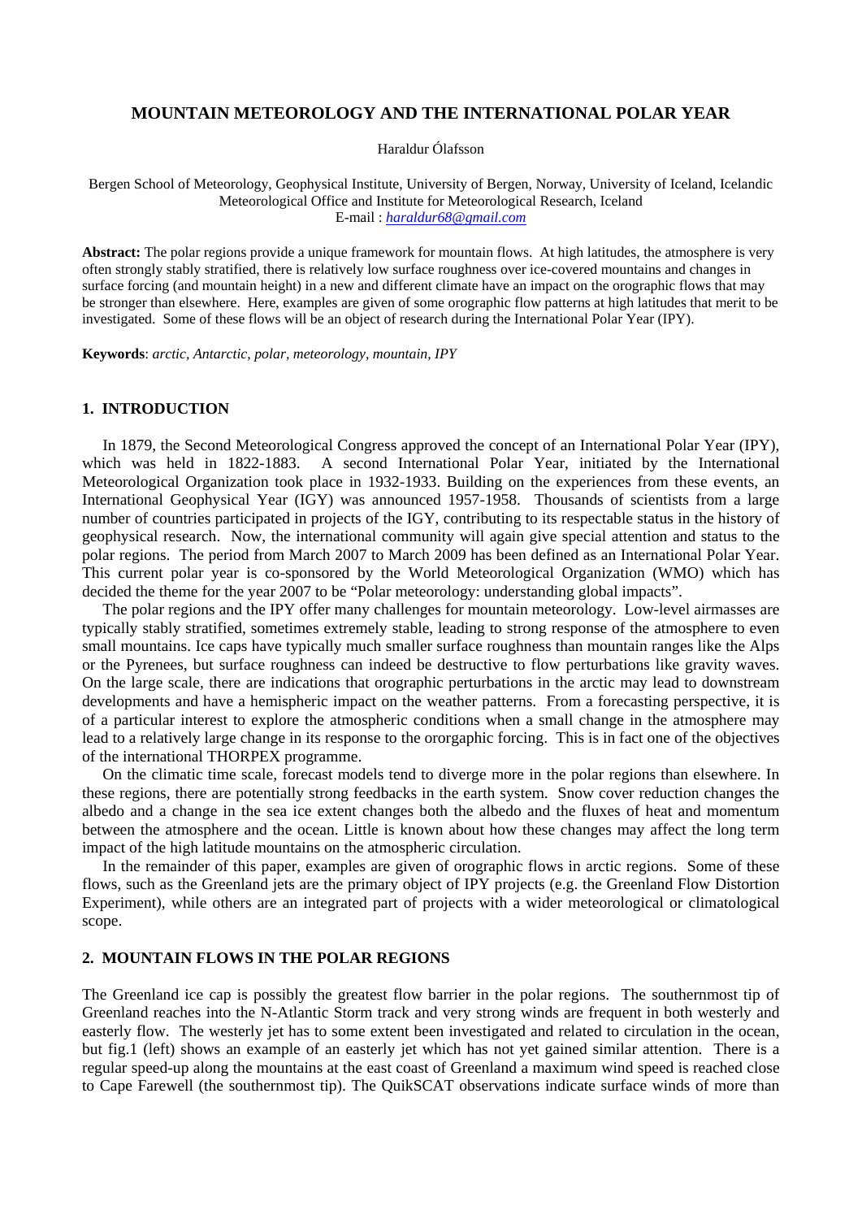# MOUNTAIN METEOROLOGY AND THE INTERNATIONAL POLAR YEAR

Haraldur Ólafsson

Bergen School of Meteorology, Geophysical Institute, University of Bergen, Norway, University of Iceland, Icelandic Meteorological Office and Institute for Meteorological Research, Iceland
E-mail : *haraldur68@gmail.com*

**Abstract:** The polar regions provide a unique framework for mountain flows. At high latitudes, the atmosphere is very often strongly stably stratified, there is relatively low surface roughness over ice-covered mountains and changes in surface forcing (and mountain height) in a new and different climate have an impact on the orographic flows that may be stronger than elsewhere. Here, examples are given of some orographic flow patterns at high latitudes that merit to be investigated. Some of these flows will be an object of research during the International Polar Year (IPY).

**Keywords**: *arctic, Antarctic, polar, meteorology, mountain, IPY*

## 1. INTRODUCTION

In 1879, the Second Meteorological Congress approved the concept of an International Polar Year (IPY), which was held in 1822-1883. A second International Polar Year, initiated by the International Meteorological Organization took place in 1932-1933. Building on the experiences from these events, an International Geophysical Year (IGY) was announced 1957-1958. Thousands of scientists from a large number of countries participated in projects of the IGY, contributing to its respectable status in the history of geophysical research. Now, the international community will again give special attention and status to the polar regions. The period from March 2007 to March 2009 has been defined as an International Polar Year. This current polar year is co-sponsored by the World Meteorological Organization (WMO) which has decided the theme for the year 2007 to be "Polar meteorology: understanding global impacts".

The polar regions and the IPY offer many challenges for mountain meteorology. Low-level airmasses are typically stably stratified, sometimes extremely stable, leading to strong response of the atmosphere to even small mountains. Ice caps have typically much smaller surface roughness than mountain ranges like the Alps or the Pyrenees, but surface roughness can indeed be destructive to flow perturbations like gravity waves. On the large scale, there are indications that orographic perturbations in the arctic may lead to downstream developments and have a hemispheric impact on the weather patterns. From a forecasting perspective, it is of a particular interest to explore the atmospheric conditions when a small change in the atmosphere may lead to a relatively large change in its response to the ororgaphic forcing. This is in fact one of the objectives of the international THORPEX programme.

On the climatic time scale, forecast models tend to diverge more in the polar regions than elsewhere. In these regions, there are potentially strong feedbacks in the earth system. Snow cover reduction changes the albedo and a change in the sea ice extent changes both the albedo and the fluxes of heat and momentum between the atmosphere and the ocean. Little is known about how these changes may affect the long term impact of the high latitude mountains on the atmospheric circulation.

In the remainder of this paper, examples are given of orographic flows in arctic regions. Some of these flows, such as the Greenland jets are the primary object of IPY projects (e.g. the Greenland Flow Distortion Experiment), while others are an integrated part of projects with a wider meteorological or climatological scope.

## 2. MOUNTAIN FLOWS IN THE POLAR REGIONS

The Greenland ice cap is possibly the greatest flow barrier in the polar regions. The southernmost tip of Greenland reaches into the N-Atlantic Storm track and very strong winds are frequent in both westerly and easterly flow. The westerly jet has to some extent been investigated and related to circulation in the ocean, but fig.1 (left) shows an example of an easterly jet which has not yet gained similar attention. There is a regular speed-up along the mountains at the east coast of Greenland a maximum wind speed is reached close to Cape Farewell (the southernmost tip). The QuikSCAT observations indicate surface winds of more than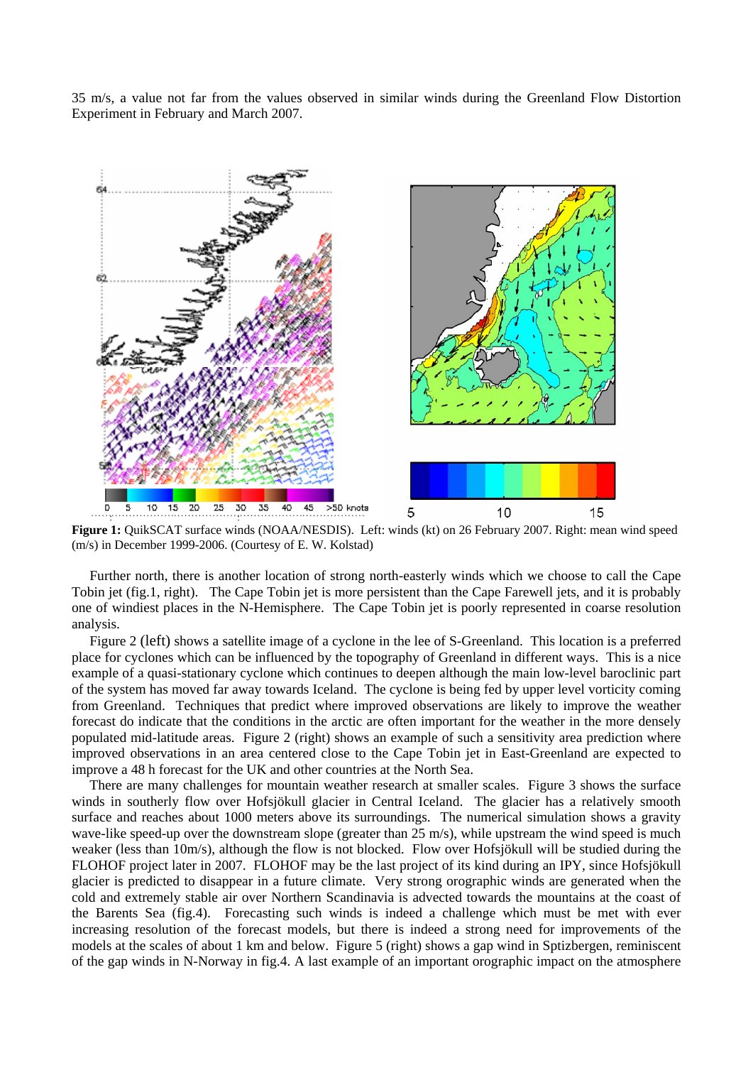35 m/s, a value not far from the values observed in similar winds during the Greenland Flow Distortion Experiment in February and March 2007.

**Figure 1:** QuikSCAT surface winds (NOAA/NESDIS). Left: winds (kt) on 26 February 2007. Right: mean wind speed (m/s) in December 1999-2006. (Courtesy of E. W. Kolstad)

Further north, there is another location of strong north-easterly winds which we choose to call the Cape Tobin jet (fig.1, right). The Cape Tobin jet is more persistent than the Cape Farewell jets, and it is probably one of windiest places in the N-Hemisphere. The Cape Tobin jet is poorly represented in coarse resolution analysis.

Figure 2 (left) shows a satellite image of a cyclone in the lee of S-Greenland. This location is a preferred place for cyclones which can be influenced by the topography of Greenland in different ways. This is a nice example of a quasi-stationary cyclone which continues to deepen although the main low-level baroclinic part of the system has moved far away towards Iceland. The cyclone is being fed by upper level vorticity coming from Greenland. Techniques that predict where improved observations are likely to improve the weather forecast do indicate that the conditions in the arctic are often important for the weather in the more densely populated mid-latitude areas. Figure 2 (right) shows an example of such a sensitivity area prediction where improved observations in an area centered close to the Cape Tobin jet in East-Greenland are expected to improve a 48 h forecast for the UK and other countries at the North Sea.

There are many challenges for mountain weather research at smaller scales. Figure 3 shows the surface winds in southerly flow over Hofsjökull glacier in Central Iceland. The glacier has a relatively smooth surface and reaches about 1000 meters above its surroundings. The numerical simulation shows a gravity wave-like speed-up over the downstream slope (greater than 25 m/s), while upstream the wind speed is much weaker (less than 10m/s), although the flow is not blocked. Flow over Hofsjökull will be studied during the FLOHOF project later in 2007. FLOHOF may be the last project of its kind during an IPY, since Hofsjökull glacier is predicted to disappear in a future climate. Very strong orographic winds are generated when the cold and extremely stable air over Northern Scandinavia is advected towards the mountains at the coast of the Barents Sea (fig.4). Forecasting such winds is indeed a challenge which must be met with ever increasing resolution of the forecast models, but there is indeed a strong need for improvements of the models at the scales of about 1 km and below. Figure 5 (right) shows a gap wind in Sptizbergen, reminiscent of the gap winds in N-Norway in fig.4. A last example of an important orographic impact on the atmosphere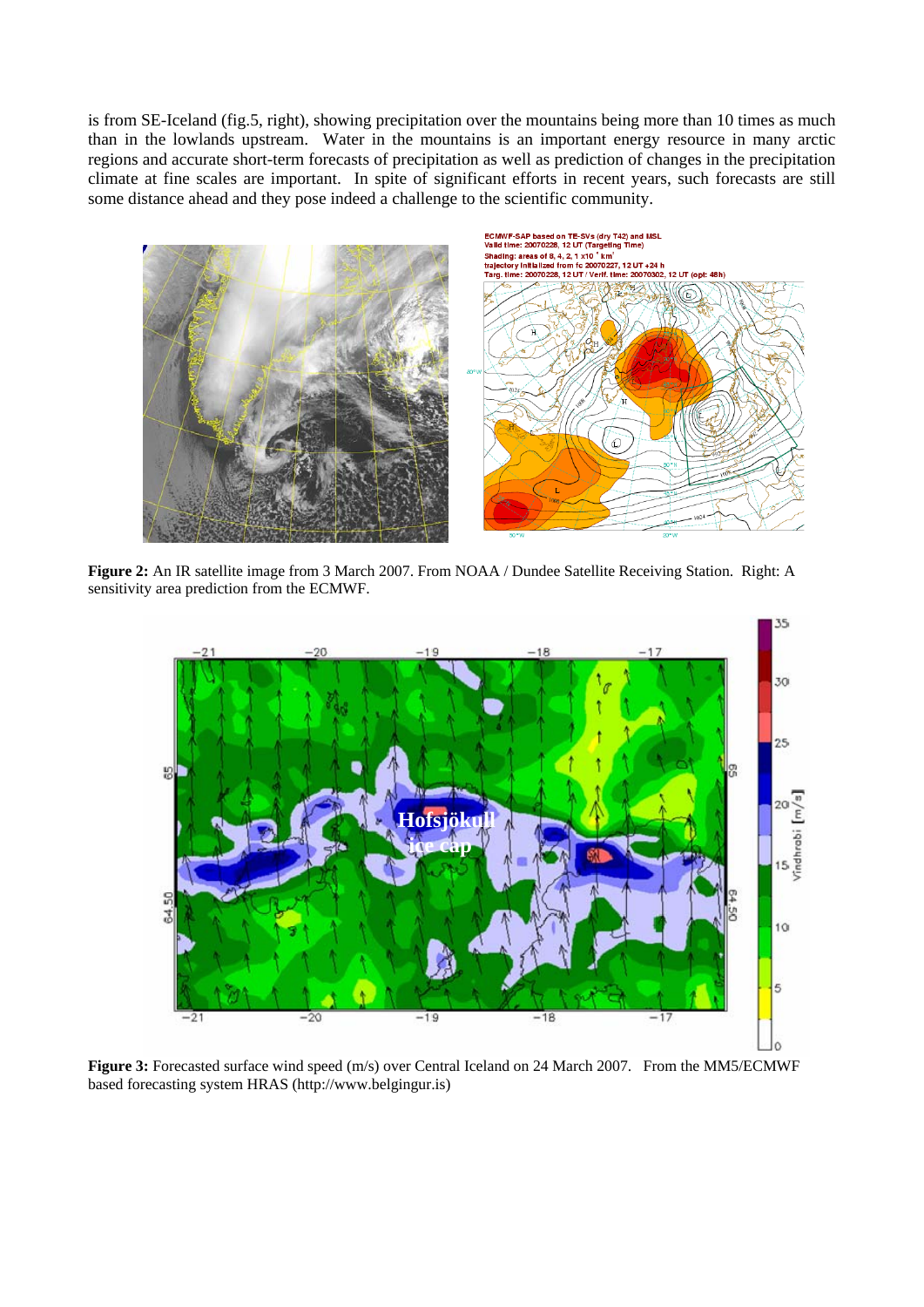is from SE-Iceland (fig.5, right), showing precipitation over the mountains being more than 10 times as much than in the lowlands upstream. Water in the mountains is an important energy resource in many arctic regions and accurate short-term forecasts of precipitation as well as prediction of changes in the precipitation climate at fine scales are important. In spite of significant efforts in recent years, such forecasts are still some distance ahead and they pose indeed a challenge to the scientific community.

**Figure 2:** An IR satellite image from 3 March 2007. From NOAA / Dundee Satellite Receiving Station. Right: A sensitivity area prediction from the ECMWF.

**Figure 3:** Forecasted surface wind speed (m/s) over Central Iceland on 24 March 2007. From the MM5/ECMWF based forecasting system HRAS (http://www.belgingur.is)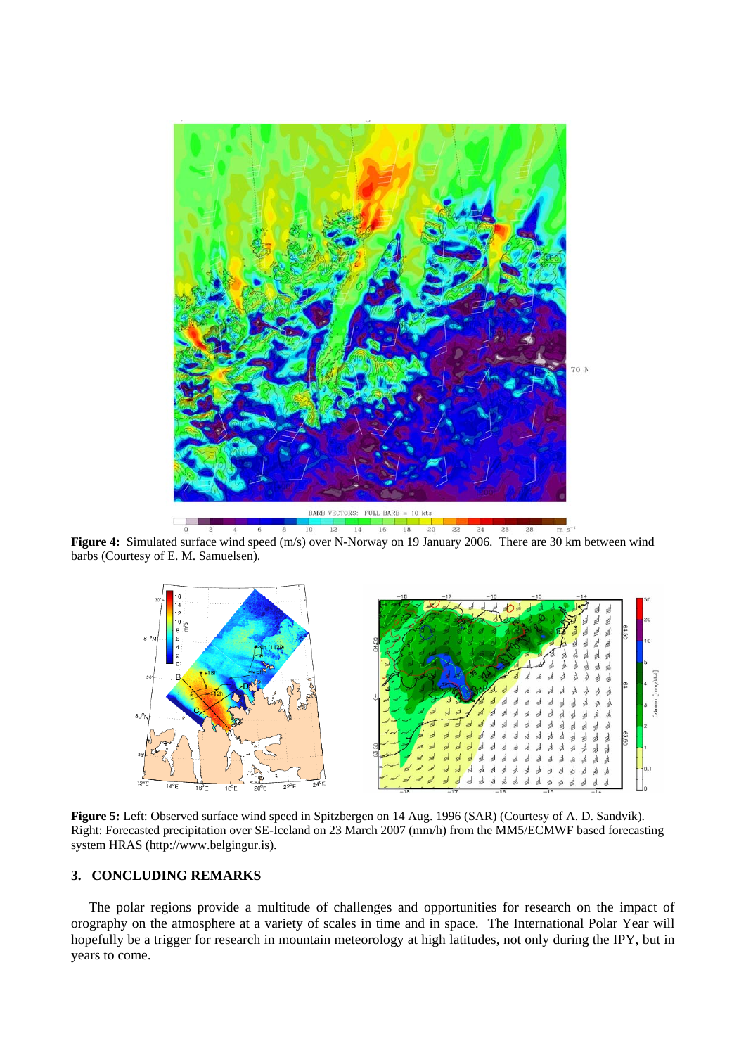BARB VECTORS: FULL BARB = 10 kts

0 2 4 6 8 10 12 14 16 18 20 22 24 26 28 m s⁻¹

70 N

**Figure 4:** Simulated surface wind speed (m/s) over N-Norway on 19 January 2006. There are 30 km between wind barbs (Courtesy of E. M. Samuelsen).

**Figure 5:** Left: Observed surface wind speed in Spitzbergen on 14 Aug. 1996 (SAR) (Courtesy of A. D. Sandvik). Right: Forecasted precipitation over SE-Iceland on 23 March 2007 (mm/h) from the MM5/ECMWF based forecasting system HRAS (http://www.belgingur.is).

## 3. CONCLUDING REMARKS

The polar regions provide a multitude of challenges and opportunities for research on the impact of orography on the atmosphere at a variety of scales in time and in space. The International Polar Year will hopefully be a trigger for research in mountain meteorology at high latitudes, not only during the IPY, but in years to come.